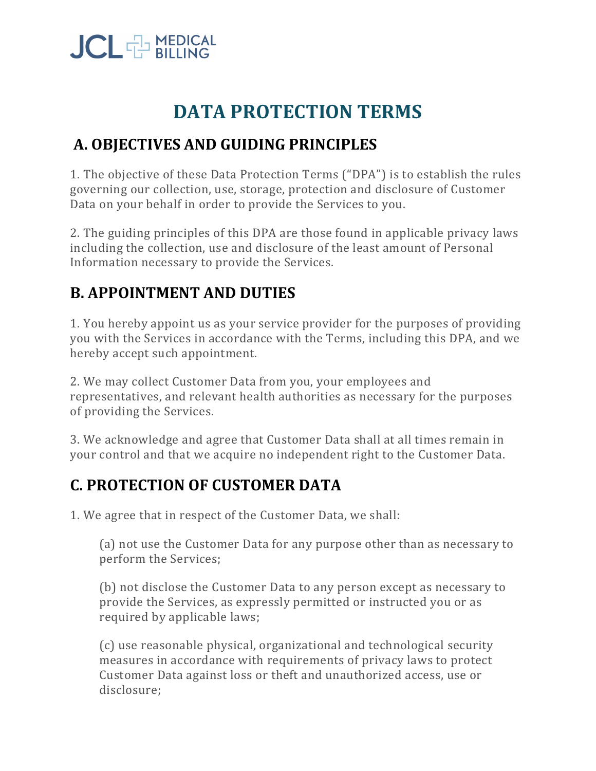JCL MEDICAL BILLING

# DATA PROTECTION TERMS

## A. OBJECTIVES AND GUIDING PRINCIPLES

1. The objective of these Data Protection Terms ("DPA") is to establish the rules governing our collection, use, storage, protection and disclosure of Customer Data on your behalf in order to provide the Services to you.

2. The guiding principles of this DPA are those found in applicable privacy laws including the collection, use and disclosure of the least amount of Personal Information necessary to provide the Services.

## B. APPOINTMENT AND DUTIES

1. You hereby appoint us as your service provider for the purposes of providing you with the Services in accordance with the Terms, including this DPA, and we hereby accept such appointment.

2. We may collect Customer Data from you, your employees and representatives, and relevant health authorities as necessary for the purposes of providing the Services.

3. We acknowledge and agree that Customer Data shall at all times remain in your control and that we acquire no independent right to the Customer Data.

## C. PROTECTION OF CUSTOMER DATA

1. We agree that in respect of the Customer Data, we shall:

   (a) not use the Customer Data for any purpose other than as necessary to perform the Services;

   (b) not disclose the Customer Data to any person except as necessary to provide the Services, as expressly permitted or instructed you or as required by applicable laws;

   (c) use reasonable physical, organizational and technological security measures in accordance with requirements of privacy laws to protect Customer Data against loss or theft and unauthorized access, use or disclosure;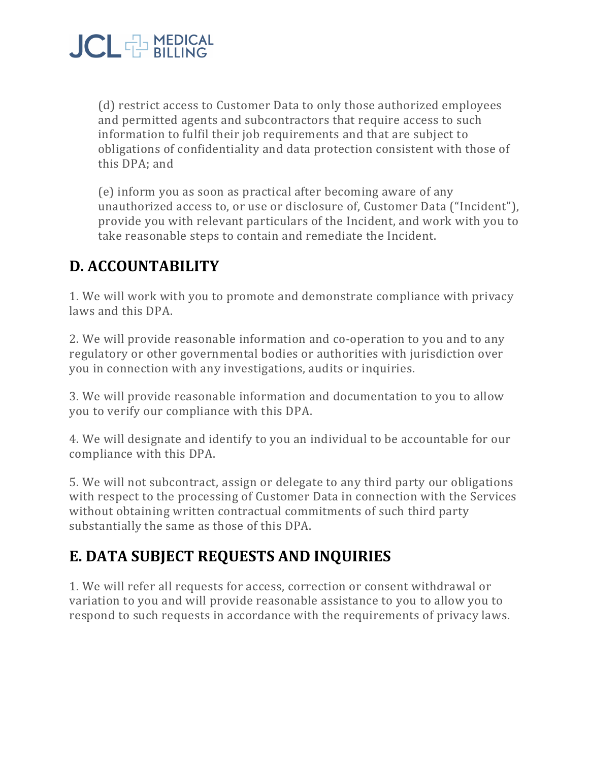(d) restrict access to Customer Data to only those authorized employees and permitted agents and subcontractors that require access to such information to fulfil their job requirements and that are subject to obligations of confidentiality and data protection consistent with those of this DPA; and

(e) inform you as soon as practical after becoming aware of any unauthorized access to, or use or disclosure of, Customer Data ("Incident"), provide you with relevant particulars of the Incident, and work with you to take reasonable steps to contain and remediate the Incident.

## D. ACCOUNTABILITY

1. We will work with you to promote and demonstrate compliance with privacy laws and this DPA.

2. We will provide reasonable information and co-operation to you and to any regulatory or other governmental bodies or authorities with jurisdiction over you in connection with any investigations, audits or inquiries.

3. We will provide reasonable information and documentation to you to allow you to verify our compliance with this DPA.

4. We will designate and identify to you an individual to be accountable for our compliance with this DPA.

5. We will not subcontract, assign or delegate to any third party our obligations with respect to the processing of Customer Data in connection with the Services without obtaining written contractual commitments of such third party substantially the same as those of this DPA.

## E. DATA SUBJECT REQUESTS AND INQUIRIES

1. We will refer all requests for access, correction or consent withdrawal or variation to you and will provide reasonable assistance to you to allow you to respond to such requests in accordance with the requirements of privacy laws.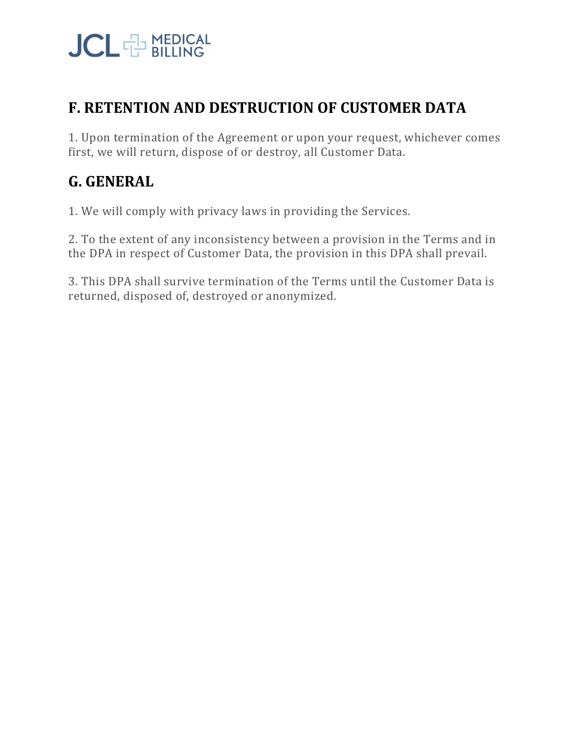## F. RETENTION AND DESTRUCTION OF CUSTOMER DATA

1. Upon termination of the Agreement or upon your request, whichever comes first, we will return, dispose of or destroy, all Customer Data.

## G. GENERAL

1. We will comply with privacy laws in providing the Services.

2. To the extent of any inconsistency between a provision in the Terms and in the DPA in respect of Customer Data, the provision in this DPA shall prevail.

3. This DPA shall survive termination of the Terms until the Customer Data is returned, disposed of, destroyed or anonymized.